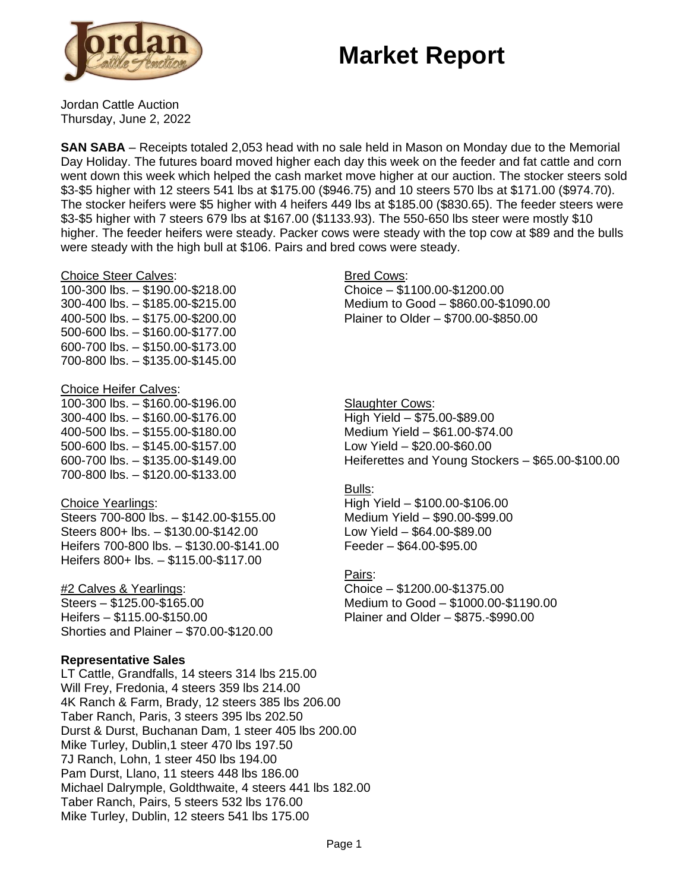// Market Report

Jordan Cattle Auction
Thursday, June 2, 2022

**SAN SABA** – Receipts totaled 2,053 head with no sale held in Mason on Monday due to the Memorial Day Holiday. The futures board moved higher each day this week on the feeder and fat cattle and corn went down this week which helped the cash market move higher at our auction. The stocker steers sold $3-$5 higher with 12 steers 541 lbs at $175.00 ($946.75) and 10 steers 570 lbs at $171.00 ($974.70). The stocker heifers were $5 higher with 4 heifers 449 lbs at $185.00 ($830.65). The feeder steers were $3-$5 higher with 7 steers 679 lbs at $167.00 ($1133.93). The 550-650 lbs steer were mostly $10 higher. The feeder heifers were steady. Packer cows were steady with the top cow at $89 and the bulls were steady with the high bull at $106. Pairs and bred cows were steady.

Choice Steer Calves:
100-300 lbs. – $190.00-$218.00
300-400 lbs. – $185.00-$215.00
400-500 lbs. – $175.00-$200.00
500-600 lbs. – $160.00-$177.00
600-700 lbs. – $150.00-$173.00
700-800 lbs. – $135.00-$145.00

Choice Heifer Calves:
100-300 lbs. – $160.00-$196.00
300-400 lbs. – $160.00-$176.00
400-500 lbs. – $155.00-$180.00
500-600 lbs. – $145.00-$157.00
600-700 lbs. – $135.00-$149.00
700-800 lbs. – $120.00-$133.00

Choice Yearlings:
Steers 700-800 lbs. – $142.00-$155.00
Steers 800+ lbs. – $130.00-$142.00
Heifers 700-800 lbs. – $130.00-$141.00
Heifers 800+ lbs. – $115.00-$117.00

#2 Calves & Yearlings:
Steers – $125.00-$165.00
Heifers – $115.00-$150.00
Shorties and Plainer – $70.00-$120.00

Bred Cows:
Choice – $1100.00-$1200.00
Medium to Good – $860.00-$1090.00
Plainer to Older – $700.00-$850.00

Slaughter Cows:
High Yield – $75.00-$89.00
Medium Yield – $61.00-$74.00
Low Yield – $20.00-$60.00
Heiferettes and Young Stockers – $65.00-$100.00

Bulls:
High Yield – $100.00-$106.00
Medium Yield – $90.00-$99.00
Low Yield – $64.00-$89.00
Feeder – $64.00-$95.00

Pairs:
Choice – $1200.00-$1375.00
Medium to Good – $1000.00-$1190.00
Plainer and Older – $875.-$990.00

**Representative Sales**

LT Cattle, Grandfalls, 14 steers 314 lbs 215.00
Will Frey, Fredonia, 4 steers 359 lbs 214.00
4K Ranch & Farm, Brady, 12 steers 385 lbs 206.00
Taber Ranch, Paris, 3 steers 395 lbs 202.50
Durst & Durst, Buchanan Dam, 1 steer 405 lbs 200.00
Mike Turley, Dublin,1 steer 470 lbs 197.50
7J Ranch, Lohn, 1 steer 450 lbs 194.00
Pam Durst, Llano, 11 steers 448 lbs 186.00
Michael Dalrymple, Goldthwaite, 4 steers 441 lbs 182.00
Taber Ranch, Pairs, 5 steers 532 lbs 176.00
Mike Turley, Dublin, 12 steers 541 lbs 175.00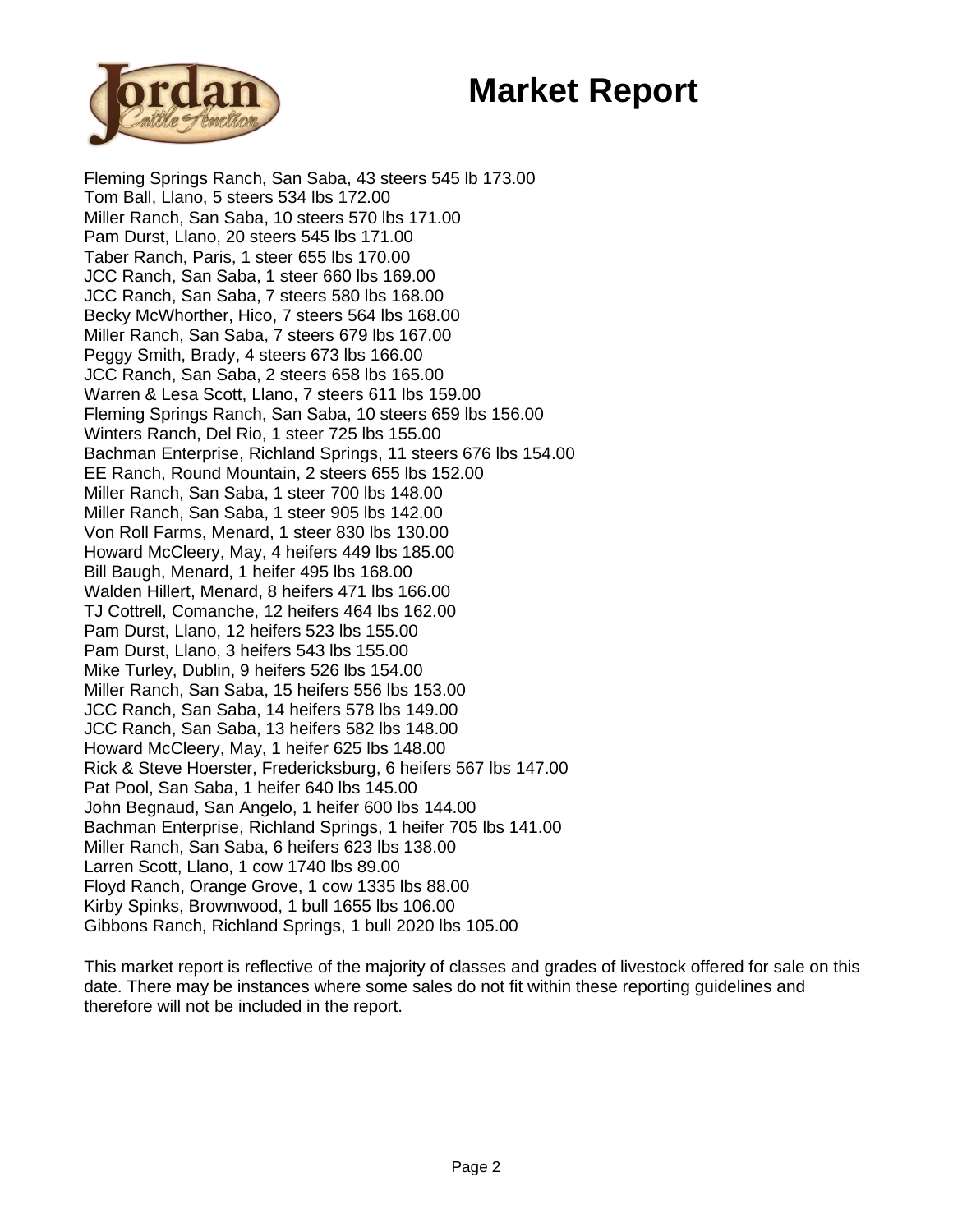# Market Report

Fleming Springs Ranch, San Saba, 43 steers 545 lb 173.00
Tom Ball, Llano, 5 steers 534 lbs 172.00
Miller Ranch, San Saba, 10 steers 570 lbs 171.00
Pam Durst, Llano, 20 steers 545 lbs 171.00
Taber Ranch, Paris, 1 steer 655 lbs 170.00
JCC Ranch, San Saba, 1 steer 660 lbs 169.00
JCC Ranch, San Saba, 7 steers 580 lbs 168.00
Becky McWhorther, Hico, 7 steers 564 lbs 168.00
Miller Ranch, San Saba, 7 steers 679 lbs 167.00
Peggy Smith, Brady, 4 steers 673 lbs 166.00
JCC Ranch, San Saba, 2 steers 658 lbs 165.00
Warren & Lesa Scott, Llano, 7 steers 611 lbs 159.00
Fleming Springs Ranch, San Saba, 10 steers 659 lbs 156.00
Winters Ranch, Del Rio, 1 steer 725 lbs 155.00
Bachman Enterprise, Richland Springs, 11 steers 676 lbs 154.00
EE Ranch, Round Mountain, 2 steers 655 lbs 152.00
Miller Ranch, San Saba, 1 steer 700 lbs 148.00
Miller Ranch, San Saba, 1 steer 905 lbs 142.00
Von Roll Farms, Menard, 1 steer 830 lbs 130.00
Howard McCleery, May, 4 heifers 449 lbs 185.00
Bill Baugh, Menard, 1 heifer 495 lbs 168.00
Walden Hillert, Menard, 8 heifers 471 lbs 166.00
TJ Cottrell, Comanche, 12 heifers 464 lbs 162.00
Pam Durst, Llano, 12 heifers 523 lbs 155.00
Pam Durst, Llano, 3 heifers 543 lbs 155.00
Mike Turley, Dublin, 9 heifers 526 lbs 154.00
Miller Ranch, San Saba, 15 heifers 556 lbs 153.00
JCC Ranch, San Saba, 14 heifers 578 lbs 149.00
JCC Ranch, San Saba, 13 heifers 582 lbs 148.00
Howard McCleery, May, 1 heifer 625 lbs 148.00
Rick & Steve Hoerster, Fredericksburg, 6 heifers 567 lbs 147.00
Pat Pool, San Saba, 1 heifer 640 lbs 145.00
John Begnaud, San Angelo, 1 heifer 600 lbs 144.00
Bachman Enterprise, Richland Springs, 1 heifer 705 lbs 141.00
Miller Ranch, San Saba, 6 heifers 623 lbs 138.00
Larren Scott, Llano, 1 cow 1740 lbs 89.00
Floyd Ranch, Orange Grove, 1 cow 1335 lbs 88.00
Kirby Spinks, Brownwood, 1 bull 1655 lbs 106.00
Gibbons Ranch, Richland Springs, 1 bull 2020 lbs 105.00

This market report is reflective of the majority of classes and grades of livestock offered for sale on this date. There may be instances where some sales do not fit within these reporting guidelines and therefore will not be included in the report.